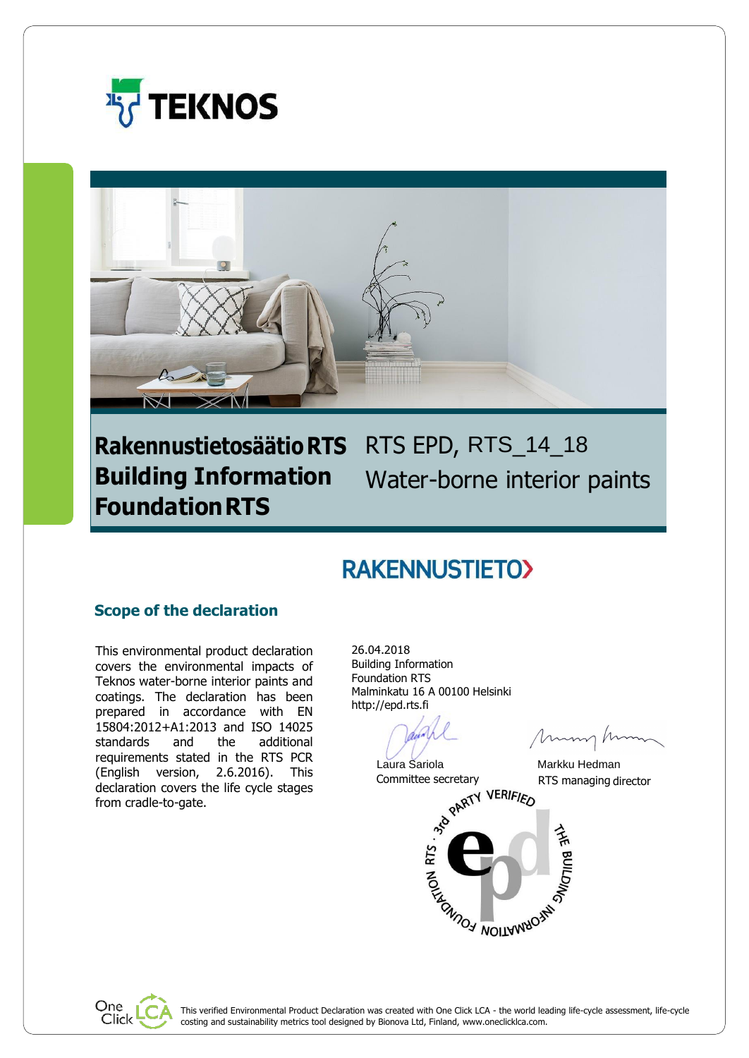TEKNOS

# Rakennustietosäätiö RTS Building Information Foundation RTS

RTS EPD, RTS_14_18

Water-borne interior paints

RAKENNUSTIETO

## Scope of the declaration

This environmental product declaration covers the environmental impacts of Teknos water-borne interior paints and coatings. The declaration has been prepared in accordance with EN 15804:2012+A1:2013 and ISO 14025 standards and the additional requirements stated in the RTS PCR (English version, 2.6.2016). This declaration covers the life cycle stages from cradle-to-gate.

26.04.2018
Building Information Foundation RTS
Malminkatu 16 A 00100 Helsinki
http://epd.rts.fi

Laura Sariola
Committee secretary

Markku Hedman
RTS managing director

RTS · 3rd PARTY VERIFIED · THE BUILDING INFORMATION FOUNDATION

This verified Environmental Product Declaration was created with One Click LCA - the world leading life-cycle assessment, life-cycle costing and sustainability metrics tool designed by Bionova Ltd, Finland, www.oneclicklca.com.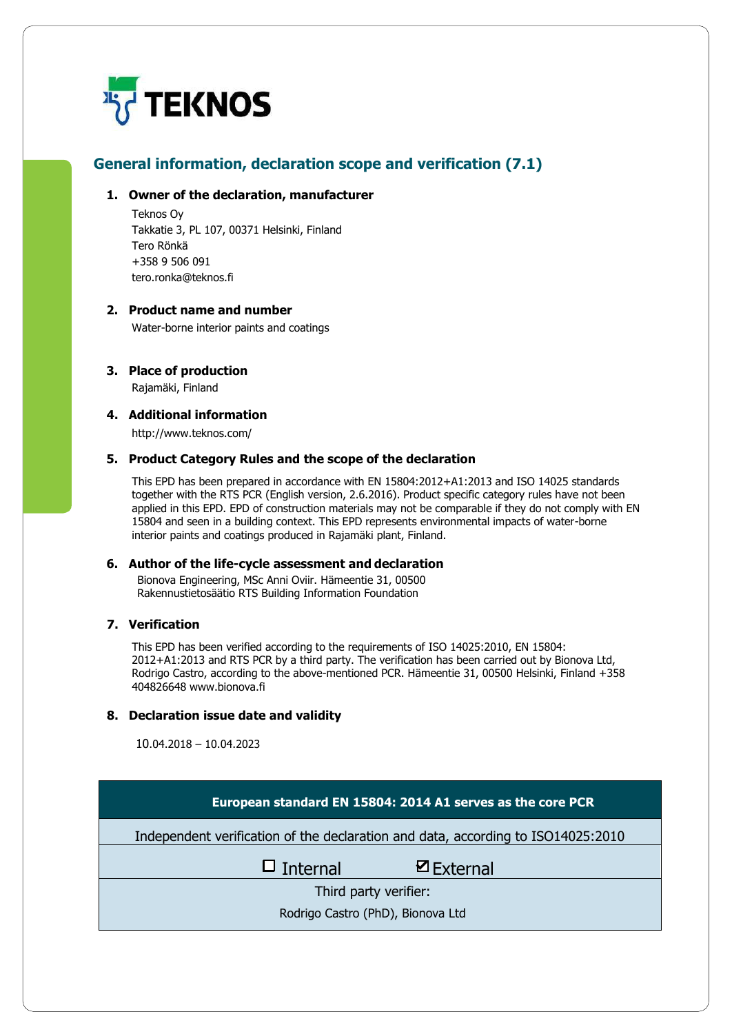TEKNOS

## General information, declaration scope and verification (7.1)

### 1. Owner of the declaration, manufacturer

Teknos Oy
Takkatie 3, PL 107, 00371 Helsinki, Finland
Tero Rönkä
+358 9 506 091
tero.ronka@teknos.fi

### 2. Product name and number

Water-borne interior paints and coatings

### 3. Place of production

Rajamäki, Finland

### 4. Additional information

http://www.teknos.com/

### 5. Product Category Rules and the scope of the declaration

This EPD has been prepared in accordance with EN 15804:2012+A1:2013 and ISO 14025 standards together with the RTS PCR (English version, 2.6.2016). Product specific category rules have not been applied in this EPD. EPD of construction materials may not be comparable if they do not comply with EN 15804 and seen in a building context. This EPD represents environmental impacts of water-borne interior paints and coatings produced in Rajamäki plant, Finland.

### 6. Author of the life-cycle assessment and declaration

Bionova Engineering, MSc Anni Oviir. Hämeentie 31, 00500
Rakennustietosäätio RTS Building Information Foundation

### 7. Verification

This EPD has been verified according to the requirements of ISO 14025:2010, EN 15804: 2012+A1:2013 and RTS PCR by a third party. The verification has been carried out by Bionova Ltd, Rodrigo Castro, according to the above-mentioned PCR. Hämeentie 31, 00500 Helsinki, Finland +358 404826648 www.bionova.fi

### 8. Declaration issue date and validity

10.04.2018 – 10.04.2023

| European standard EN 15804: 2014 A1 serves as the core PCR |
|---|
| Independent verification of the declaration and data, according to ISO14025:2010 |
| ☐ Internal ☑ External |
| Third party verifier: |
| Rodrigo Castro (PhD), Bionova Ltd |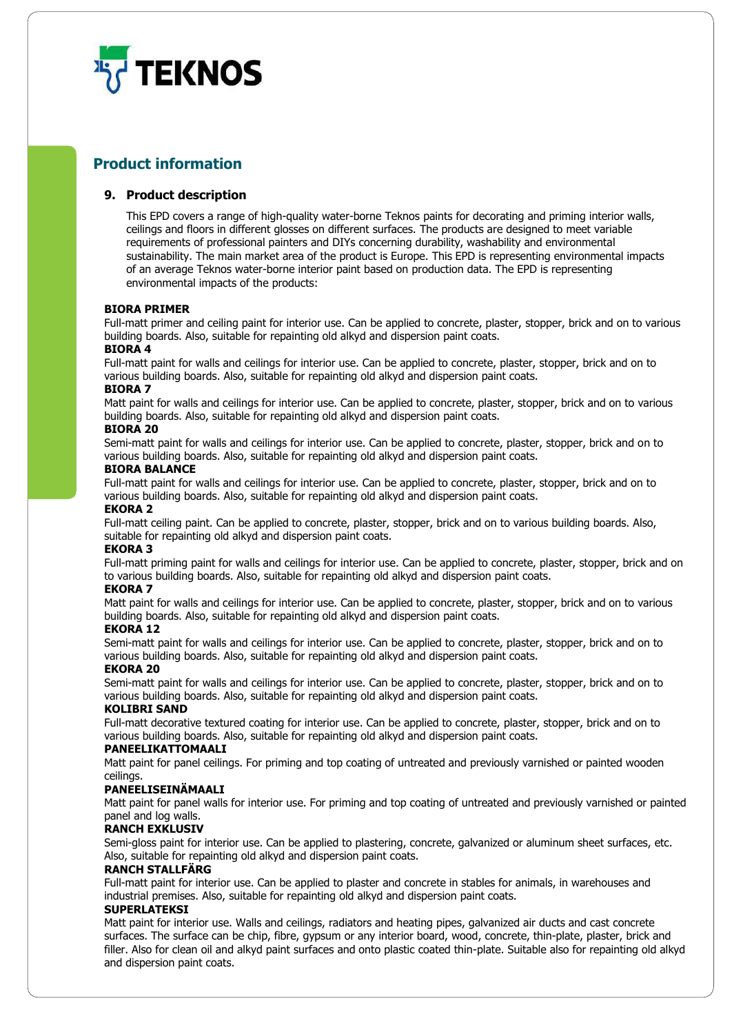## Product information

### 9. Product description

This EPD covers a range of high-quality water-borne Teknos paints for decorating and priming interior walls, ceilings and floors in different glosses on different surfaces. The products are designed to meet variable requirements of professional painters and DIYs concerning durability, washability and environmental sustainability. The main market area of the product is Europe. This EPD is representing environmental impacts of an average Teknos water-borne interior paint based on production data. The EPD is representing environmental impacts of the products:

**BIORA PRIMER**
Full-matt primer and ceiling paint for interior use. Can be applied to concrete, plaster, stopper, brick and on to various building boards. Also, suitable for repainting old alkyd and dispersion paint coats.

**BIORA 4**
Full-matt paint for walls and ceilings for interior use. Can be applied to concrete, plaster, stopper, brick and on to various building boards. Also, suitable for repainting old alkyd and dispersion paint coats.

**BIORA 7**
Matt paint for walls and ceilings for interior use. Can be applied to concrete, plaster, stopper, brick and on to various building boards. Also, suitable for repainting old alkyd and dispersion paint coats.

**BIORA 20**
Semi-matt paint for walls and ceilings for interior use. Can be applied to concrete, plaster, stopper, brick and on to various building boards. Also, suitable for repainting old alkyd and dispersion paint coats.

**BIORA BALANCE**
Full-matt paint for walls and ceilings for interior use. Can be applied to concrete, plaster, stopper, brick and on to various building boards. Also, suitable for repainting old alkyd and dispersion paint coats.

**EKORA 2**
Full-matt ceiling paint. Can be applied to concrete, plaster, stopper, brick and on to various building boards. Also, suitable for repainting old alkyd and dispersion paint coats.

**EKORA 3**
Full-matt priming paint for walls and ceilings for interior use. Can be applied to concrete, plaster, stopper, brick and on to various building boards. Also, suitable for repainting old alkyd and dispersion paint coats.

**EKORA 7**
Matt paint for walls and ceilings for interior use. Can be applied to concrete, plaster, stopper, brick and on to various building boards. Also, suitable for repainting old alkyd and dispersion paint coats.

**EKORA 12**
Semi-matt paint for walls and ceilings for interior use. Can be applied to concrete, plaster, stopper, brick and on to various building boards. Also, suitable for repainting old alkyd and dispersion paint coats.

**EKORA 20**
Semi-matt paint for walls and ceilings for interior use. Can be applied to concrete, plaster, stopper, brick and on to various building boards. Also, suitable for repainting old alkyd and dispersion paint coats.

**KOLIBRI SAND**
Full-matt decorative textured coating for interior use. Can be applied to concrete, plaster, stopper, brick and on to various building boards. Also, suitable for repainting old alkyd and dispersion paint coats.

**PANEELIKATTOMAALI**
Matt paint for panel ceilings. For priming and top coating of untreated and previously varnished or painted wooden ceilings.

**PANEELISEINÄMAALI**
Matt paint for panel walls for interior use. For priming and top coating of untreated and previously varnished or painted panel and log walls.

**RANCH EXKLUSIV**
Semi-gloss paint for interior use. Can be applied to plastering, concrete, galvanized or aluminum sheet surfaces, etc. Also, suitable for repainting old alkyd and dispersion paint coats.

**RANCH STALLFÄRG**
Full-matt paint for interior use. Can be applied to plaster and concrete in stables for animals, in warehouses and industrial premises. Also, suitable for repainting old alkyd and dispersion paint coats.

**SUPERLATEKSI**
Matt paint for interior use. Walls and ceilings, radiators and heating pipes, galvanized air ducts and cast concrete surfaces. The surface can be chip, fibre, gypsum or any interior board, wood, concrete, thin-plate, plaster, brick and filler. Also for clean oil and alkyd paint surfaces and onto plastic coated thin-plate. Suitable also for repainting old alkyd and dispersion paint coats.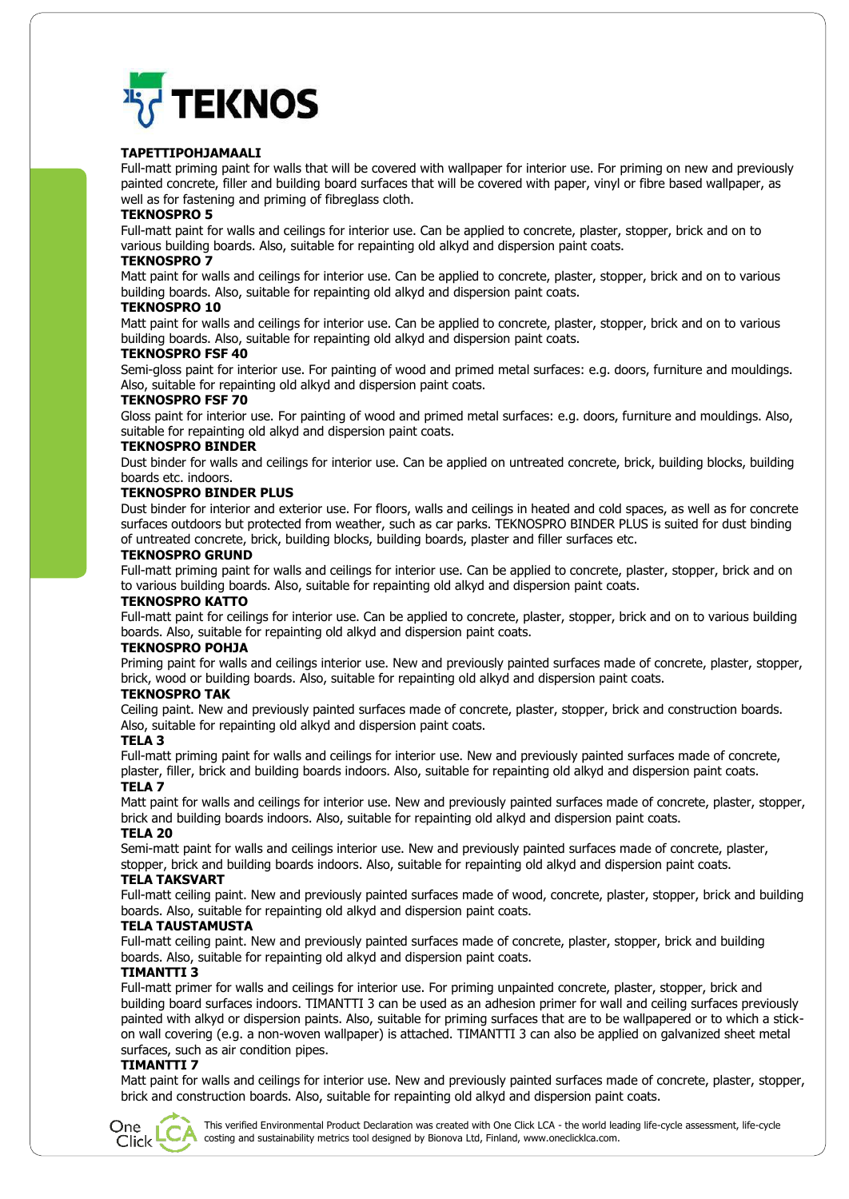**TAPETTIPOHJAMAALI**

Full-matt priming paint for walls that will be covered with wallpaper for interior use. For priming on new and previously painted concrete, filler and building board surfaces that will be covered with paper, vinyl or fibre based wallpaper, as well as for fastening and priming of fibreglass cloth.

**TEKNOSPRO 5**

Full-matt paint for walls and ceilings for interior use. Can be applied to concrete, plaster, stopper, brick and on to various building boards. Also, suitable for repainting old alkyd and dispersion paint coats.

**TEKNOSPRO 7**

Matt paint for walls and ceilings for interior use. Can be applied to concrete, plaster, stopper, brick and on to various building boards. Also, suitable for repainting old alkyd and dispersion paint coats.

**TEKNOSPRO 10**

Matt paint for walls and ceilings for interior use. Can be applied to concrete, plaster, stopper, brick and on to various building boards. Also, suitable for repainting old alkyd and dispersion paint coats.

**TEKNOSPRO FSF 40**

Semi-gloss paint for interior use. For painting of wood and primed metal surfaces: e.g. doors, furniture and mouldings. Also, suitable for repainting old alkyd and dispersion paint coats.

**TEKNOSPRO FSF 70**

Gloss paint for interior use. For painting of wood and primed metal surfaces: e.g. doors, furniture and mouldings. Also, suitable for repainting old alkyd and dispersion paint coats.

**TEKNOSPRO BINDER**

Dust binder for walls and ceilings for interior use. Can be applied on untreated concrete, brick, building blocks, building boards etc. indoors.

**TEKNOSPRO BINDER PLUS**

Dust binder for interior and exterior use. For floors, walls and ceilings in heated and cold spaces, as well as for concrete surfaces outdoors but protected from weather, such as car parks. TEKNOSPRO BINDER PLUS is suited for dust binding of untreated concrete, brick, building blocks, building boards, plaster and filler surfaces etc.

**TEKNOSPRO GRUND**

Full-matt priming paint for walls and ceilings for interior use. Can be applied to concrete, plaster, stopper, brick and on to various building boards. Also, suitable for repainting old alkyd and dispersion paint coats.

**TEKNOSPRO KATTO**

Full-matt paint for ceilings for interior use. Can be applied to concrete, plaster, stopper, brick and on to various building boards. Also, suitable for repainting old alkyd and dispersion paint coats.

**TEKNOSPRO POHJA**

Priming paint for walls and ceilings interior use. New and previously painted surfaces made of concrete, plaster, stopper, brick, wood or building boards. Also, suitable for repainting old alkyd and dispersion paint coats.

**TEKNOSPRO TAK**

Ceiling paint. New and previously painted surfaces made of concrete, plaster, stopper, brick and construction boards. Also, suitable for repainting old alkyd and dispersion paint coats.

**TELA 3**

Full-matt priming paint for walls and ceilings for interior use. New and previously painted surfaces made of concrete, plaster, filler, brick and building boards indoors. Also, suitable for repainting old alkyd and dispersion paint coats.

**TELA 7**

Matt paint for walls and ceilings for interior use. New and previously painted surfaces made of concrete, plaster, stopper, brick and building boards indoors. Also, suitable for repainting old alkyd and dispersion paint coats.

**TELA 20**

Semi-matt paint for walls and ceilings interior use. New and previously painted surfaces made of concrete, plaster, stopper, brick and building boards indoors. Also, suitable for repainting old alkyd and dispersion paint coats.

**TELA TAKSVART**

Full-matt ceiling paint. New and previously painted surfaces made of wood, concrete, plaster, stopper, brick and building boards. Also, suitable for repainting old alkyd and dispersion paint coats.

**TELA TAUSTAMUSTA**

Full-matt ceiling paint. New and previously painted surfaces made of concrete, plaster, stopper, brick and building boards. Also, suitable for repainting old alkyd and dispersion paint coats.

**TIMANTTI 3**

Full-matt primer for walls and ceilings for interior use. For priming unpainted concrete, plaster, stopper, brick and building board surfaces indoors. TIMANTTI 3 can be used as an adhesion primer for wall and ceiling surfaces previously painted with alkyd or dispersion paints. Also, suitable for priming surfaces that are to be wallpapered or to which a stick-on wall covering (e.g. a non-woven wallpaper) is attached. TIMANTTI 3 can also be applied on galvanized sheet metal surfaces, such as air condition pipes.

**TIMANTTI 7**

Matt paint for walls and ceilings for interior use. New and previously painted surfaces made of concrete, plaster, stopper, brick and construction boards. Also, suitable for repainting old alkyd and dispersion paint coats.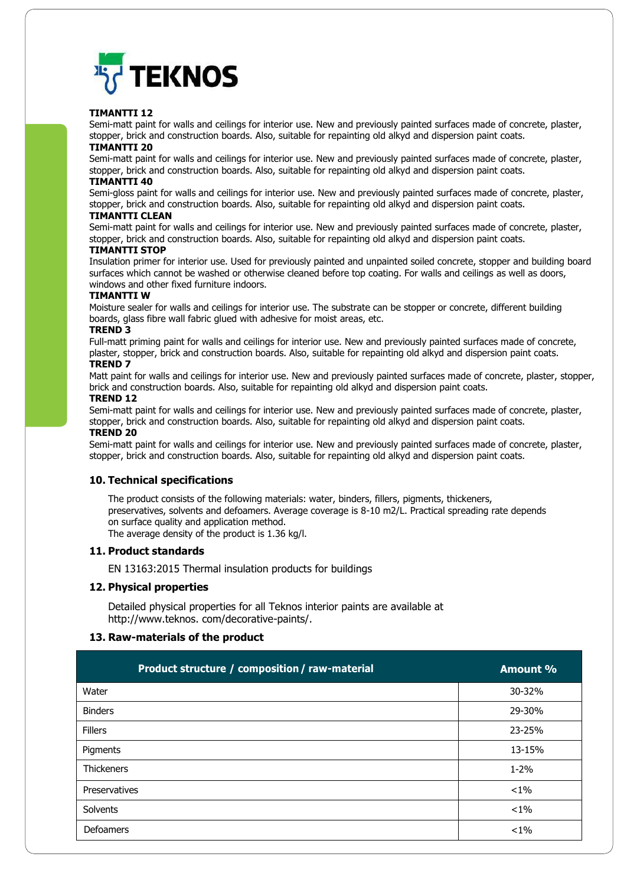**TEKNOS**

**TIMANTTI 12**

Semi-matt paint for walls and ceilings for interior use. New and previously painted surfaces made of concrete, plaster, stopper, brick and construction boards. Also, suitable for repainting old alkyd and dispersion paint coats.

**TIMANTTI 20**

Semi-matt paint for walls and ceilings for interior use. New and previously painted surfaces made of concrete, plaster, stopper, brick and construction boards. Also, suitable for repainting old alkyd and dispersion paint coats.

**TIMANTTI 40**

Semi-gloss paint for walls and ceilings for interior use. New and previously painted surfaces made of concrete, plaster, stopper, brick and construction boards. Also, suitable for repainting old alkyd and dispersion paint coats.

**TIMANTTI CLEAN**

Semi-matt paint for walls and ceilings for interior use. New and previously painted surfaces made of concrete, plaster, stopper, brick and construction boards. Also, suitable for repainting old alkyd and dispersion paint coats.

**TIMANTTI STOP**

Insulation primer for interior use. Used for previously painted and unpainted soiled concrete, stopper and building board surfaces which cannot be washed or otherwise cleaned before top coating. For walls and ceilings as well as doors, windows and other fixed furniture indoors.

**TIMANTTI W**

Moisture sealer for walls and ceilings for interior use. The substrate can be stopper or concrete, different building boards, glass fibre wall fabric glued with adhesive for moist areas, etc.

**TREND 3**

Full-matt priming paint for walls and ceilings for interior use. New and previously painted surfaces made of concrete, plaster, stopper, brick and construction boards. Also, suitable for repainting old alkyd and dispersion paint coats.

**TREND 7**

Matt paint for walls and ceilings for interior use. New and previously painted surfaces made of concrete, plaster, stopper, brick and construction boards. Also, suitable for repainting old alkyd and dispersion paint coats.

**TREND 12**

Semi-matt paint for walls and ceilings for interior use. New and previously painted surfaces made of concrete, plaster, stopper, brick and construction boards. Also, suitable for repainting old alkyd and dispersion paint coats.

**TREND 20**

Semi-matt paint for walls and ceilings for interior use. New and previously painted surfaces made of concrete, plaster, stopper, brick and construction boards. Also, suitable for repainting old alkyd and dispersion paint coats.

## 10. Technical specifications

The product consists of the following materials: water, binders, fillers, pigments, thickeners, preservatives, solvents and defoamers. Average coverage is 8-10 m2/L. Practical spreading rate depends on surface quality and application method.
The average density of the product is 1.36 kg/l.

## 11. Product standards

EN 13163:2015 Thermal insulation products for buildings

## 12. Physical properties

Detailed physical properties for all Teknos interior paints are available at http://www.teknos. com/decorative-paints/.

## 13. Raw-materials of the product

| Product structure / composition / raw-material | Amount % |
|---|---|
| Water | 30-32% |
| Binders | 29-30% |
| Fillers | 23-25% |
| Pigments | 13-15% |
| Thickeners | 1-2% |
| Preservatives | <1% |
| Solvents | <1% |
| Defoamers | <1% |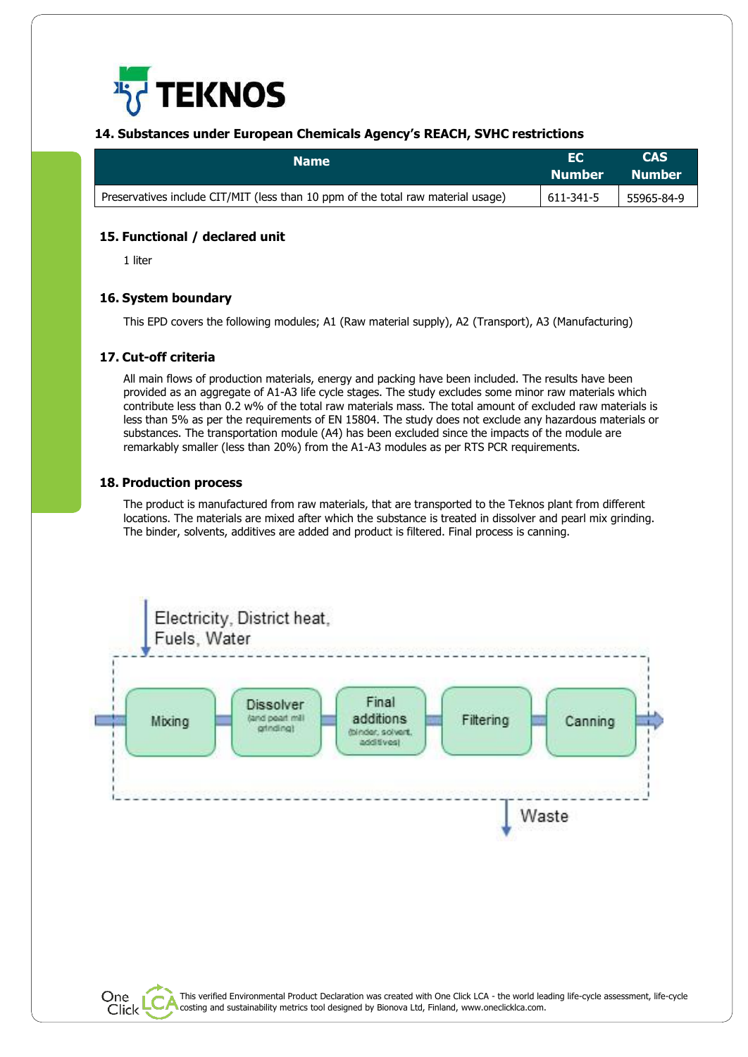## 14. Substances under European Chemicals Agency's REACH, SVHC restrictions

| Name | EC Number | CAS Number |
|---|---|---|
| Preservatives include CIT/MIT (less than 10 ppm of the total raw material usage) | 611-341-5 | 55965-84-9 |

## 15. Functional / declared unit

1 liter

## 16. System boundary

This EPD covers the following modules; A1 (Raw material supply), A2 (Transport), A3 (Manufacturing)

## 17. Cut-off criteria

All main flows of production materials, energy and packing have been included. The results have been provided as an aggregate of A1-A3 life cycle stages. The study excludes some minor raw materials which contribute less than 0.2 w% of the total raw materials mass. The total amount of excluded raw materials is less than 5% as per the requirements of EN 15804. The study does not exclude any hazardous materials or substances. The transportation module (A4) has been excluded since the impacts of the module are remarkably smaller (less than 20%) from the A1-A3 modules as per RTS PCR requirements.

## 18. Production process

The product is manufactured from raw materials, that are transported to the Teknos plant from different locations. The materials are mixed after which the substance is treated in dissolver and pearl mix grinding. The binder, solvents, additives are added and product is filtered. Final process is canning.

Electricity, District heat, Fuels, Water

Mixing → Dissolver (and pearl mill grinding) → Final additions (binder, solvent, additives) → Filtering → Canning

Waste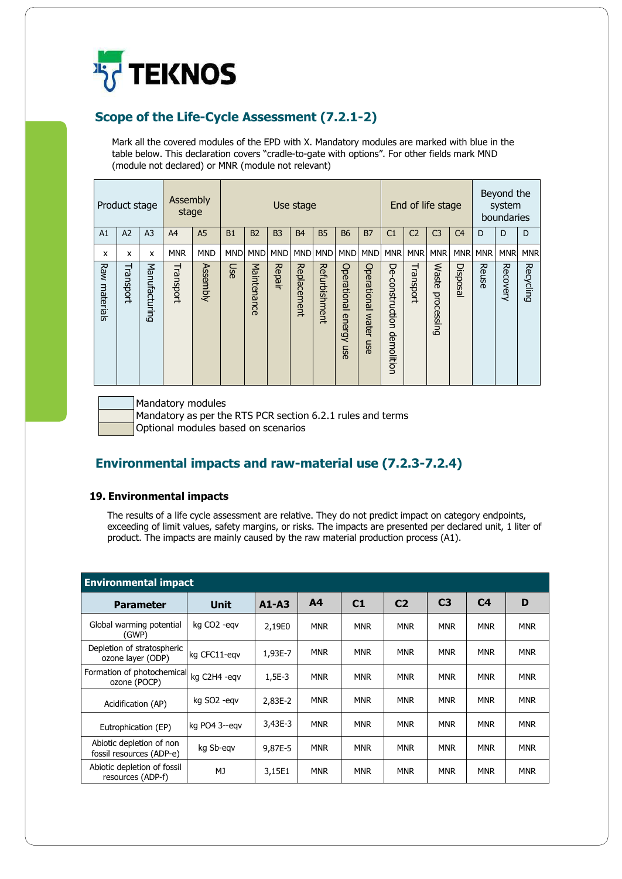## Scope of the Life-Cycle Assessment (7.2.1-2)

Mark all the covered modules of the EPD with X. Mandatory modules are marked with blue in the table below. This declaration covers "cradle-to-gate with options". For other fields mark MND (module not declared) or MNR (module not relevant)

| Product stage | | | Assembly stage | | Use stage | | | | | | | End of life stage | | | | Beyond the system boundaries | | |
|---|---|---|---|---|---|---|---|---|---|---|---|---|---|---|---|---|---|---|
| A1 | A2 | A3 | A4 | A5 | B1 | B2 | B3 | B4 | B5 | B6 | B7 | C1 | C2 | C3 | C4 | D | D | D |
| x | x | x | MNR | MND | MND | MND | MND | MND | MND | MND | MND | MNR | MNR | MNR | MNR | MNR | MNR | MNR |
| Raw materials | Transport | Manufacturing | Transport | Assembly | Use | Maintenance | Repair | Replacement | Refurbishment | Operational energy use | Operational water use | De-construction demolition | Transport | Waste processing | Disposal | Reuse | Recovery | Recycling |

Mandatory modules
Mandatory as per the RTS PCR section 6.2.1 rules and terms
Optional modules based on scenarios

## Environmental impacts and raw-material use (7.2.3-7.2.4)

### 19. Environmental impacts

The results of a life cycle assessment are relative. They do not predict impact on category endpoints, exceeding of limit values, safety margins, or risks. The impacts are presented per declared unit, 1 liter of product. The impacts are mainly caused by the raw material production process (A1).

| Environmental impact | | | | | | | | |
|---|---|---|---|---|---|---|---|---|
| **Parameter** | **Unit** | **A1-A3** | **A4** | **C1** | **C2** | **C3** | **C4** | **D** |
| Global warming potential (GWP) | kg CO2 -eqv | 2,19E0 | MNR | MNR | MNR | MNR | MNR | MNR |
| Depletion of stratospheric ozone layer (ODP) | kg CFC11-eqv | 1,93E-7 | MNR | MNR | MNR | MNR | MNR | MNR |
| Formation of photochemical ozone (POCP) | kg C2H4 -eqv | 1,5E-3 | MNR | MNR | MNR | MNR | MNR | MNR |
| Acidification (AP) | kg SO2 -eqv | 2,83E-2 | MNR | MNR | MNR | MNR | MNR | MNR |
| Eutrophication (EP) | kg PO4 3--eqv | 3,43E-3 | MNR | MNR | MNR | MNR | MNR | MNR |
| Abiotic depletion of non fossil resources (ADP-e) | kg Sb-eqv | 9,87E-5 | MNR | MNR | MNR | MNR | MNR | MNR |
| Abiotic depletion of fossil resources (ADP-f) | MJ | 3,15E1 | MNR | MNR | MNR | MNR | MNR | MNR |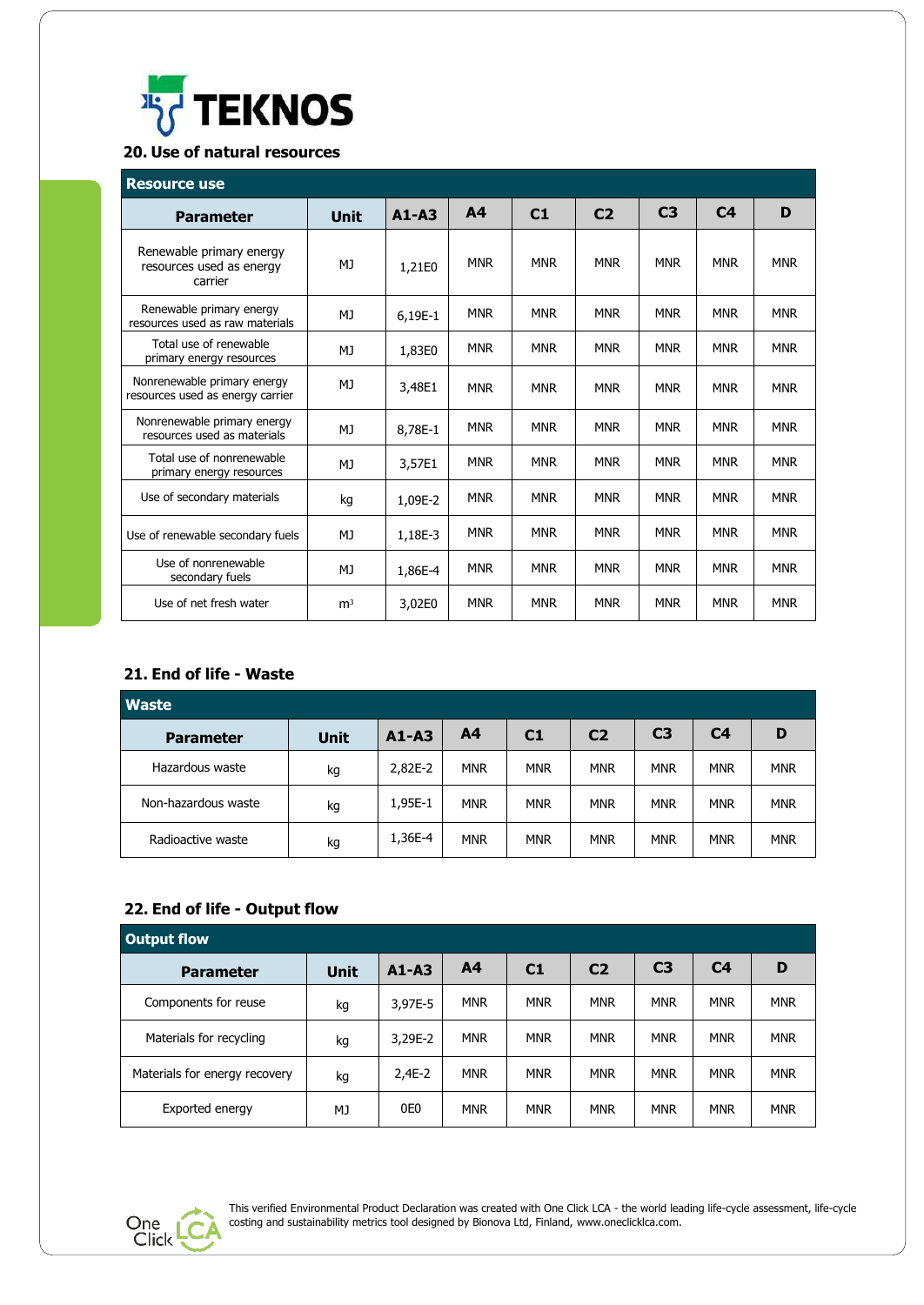TEKNOS

## 20. Use of natural resources

| Resource use | | | | | | | | |
|---|---|---|---|---|---|---|---|---|
| **Parameter** | **Unit** | **A1-A3** | **A4** | **C1** | **C2** | **C3** | **C4** | **D** |
| Renewable primary energy resources used as energy carrier | MJ | 1,21E0 | MNR | MNR | MNR | MNR | MNR | MNR |
| Renewable primary energy resources used as raw materials | MJ | 6,19E-1 | MNR | MNR | MNR | MNR | MNR | MNR |
| Total use of renewable primary energy resources | MJ | 1,83E0 | MNR | MNR | MNR | MNR | MNR | MNR |
| Nonrenewable primary energy resources used as energy carrier | MJ | 3,48E1 | MNR | MNR | MNR | MNR | MNR | MNR |
| Nonrenewable primary energy resources used as materials | MJ | 8,78E-1 | MNR | MNR | MNR | MNR | MNR | MNR |
| Total use of nonrenewable primary energy resources | MJ | 3,57E1 | MNR | MNR | MNR | MNR | MNR | MNR |
| Use of secondary materials | kg | 1,09E-2 | MNR | MNR | MNR | MNR | MNR | MNR |
| Use of renewable secondary fuels | MJ | 1,18E-3 | MNR | MNR | MNR | MNR | MNR | MNR |
| Use of nonrenewable secondary fuels | MJ | 1,86E-4 | MNR | MNR | MNR | MNR | MNR | MNR |
| Use of net fresh water | $m^3$ | 3,02E0 | MNR | MNR | MNR | MNR | MNR | MNR |

## 21. End of life - Waste

| Waste | | | | | | | | |
|---|---|---|---|---|---|---|---|---|
| **Parameter** | **Unit** | **A1-A3** | **A4** | **C1** | **C2** | **C3** | **C4** | **D** |
| Hazardous waste | kg | 2,82E-2 | MNR | MNR | MNR | MNR | MNR | MNR |
| Non-hazardous waste | kg | 1,95E-1 | MNR | MNR | MNR | MNR | MNR | MNR |
| Radioactive waste | kg | 1,36E-4 | MNR | MNR | MNR | MNR | MNR | MNR |

## 22. End of life - Output flow

| Output flow | | | | | | | | |
|---|---|---|---|---|---|---|---|---|
| **Parameter** | **Unit** | **A1-A3** | **A4** | **C1** | **C2** | **C3** | **C4** | **D** |
| Components for reuse | kg | 3,97E-5 | MNR | MNR | MNR | MNR | MNR | MNR |
| Materials for recycling | kg | 3,29E-2 | MNR | MNR | MNR | MNR | MNR | MNR |
| Materials for energy recovery | kg | 2,4E-2 | MNR | MNR | MNR | MNR | MNR | MNR |
| Exported energy | MJ | 0E0 | MNR | MNR | MNR | MNR | MNR | MNR |

This verified Environmental Product Declaration was created with One Click LCA - the world leading life-cycle assessment, life-cycle costing and sustainability metrics tool designed by Bionova Ltd, Finland, www.oneclicklca.com.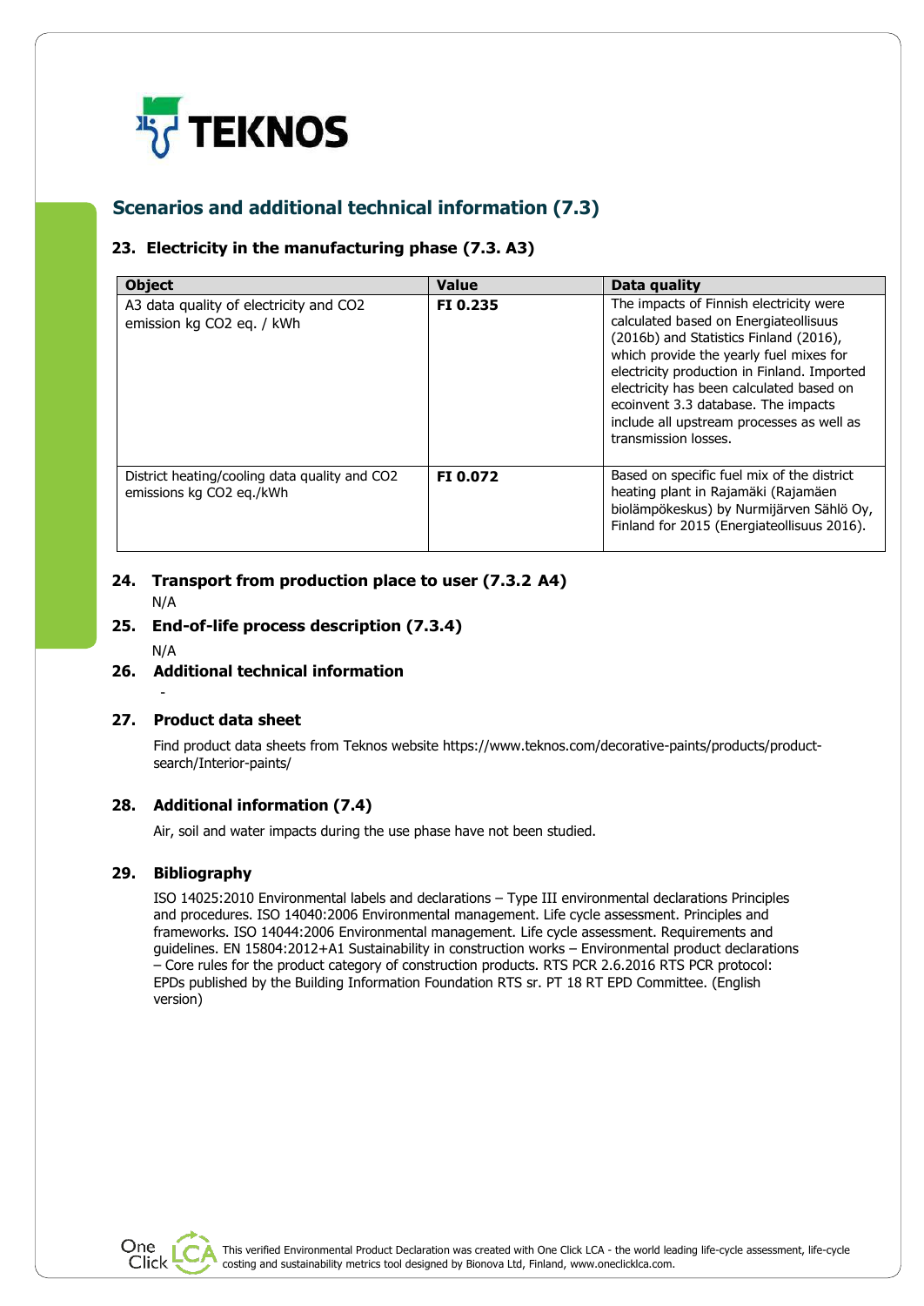## Scenarios and additional technical information (7.3)

### 23. Electricity in the manufacturing phase (7.3. A3)

| Object | Value | Data quality |
| --- | --- | --- |
| A3 data quality of electricity and CO2 emission kg CO2 eq. / kWh | **FI 0.235** | The impacts of Finnish electricity were calculated based on Energiateollisuus (2016b) and Statistics Finland (2016), which provide the yearly fuel mixes for electricity production in Finland. Imported electricity has been calculated based on ecoinvent 3.3 database. The impacts include all upstream processes as well as transmission losses. |
| District heating/cooling data quality and CO2 emissions kg CO2 eq./kWh | **FI 0.072** | Based on specific fuel mix of the district heating plant in Rajamäki (Rajamäen biolämpökeskus) by Nurmijärven Sähkö Oy, Finland for 2015 (Energiateollisuus 2016). |

### 24. Transport from production place to user (7.3.2 A4)

N/A

### 25. End-of-life process description (7.3.4)

N/A

### 26. Additional technical information

-

### 27. Product data sheet

Find product data sheets from Teknos website https://www.teknos.com/decorative-paints/products/product-search/Interior-paints/

### 28. Additional information (7.4)

Air, soil and water impacts during the use phase have not been studied.

### 29. Bibliography

ISO 14025:2010 Environmental labels and declarations – Type III environmental declarations Principles and procedures. ISO 14040:2006 Environmental management. Life cycle assessment. Principles and frameworks. ISO 14044:2006 Environmental management. Life cycle assessment. Requirements and guidelines. EN 15804:2012+A1 Sustainability in construction works – Environmental product declarations – Core rules for the product category of construction products. RTS PCR 2.6.2016 RTS PCR protocol: EPDs published by the Building Information Foundation RTS sr. PT 18 RT EPD Committee. (English version)